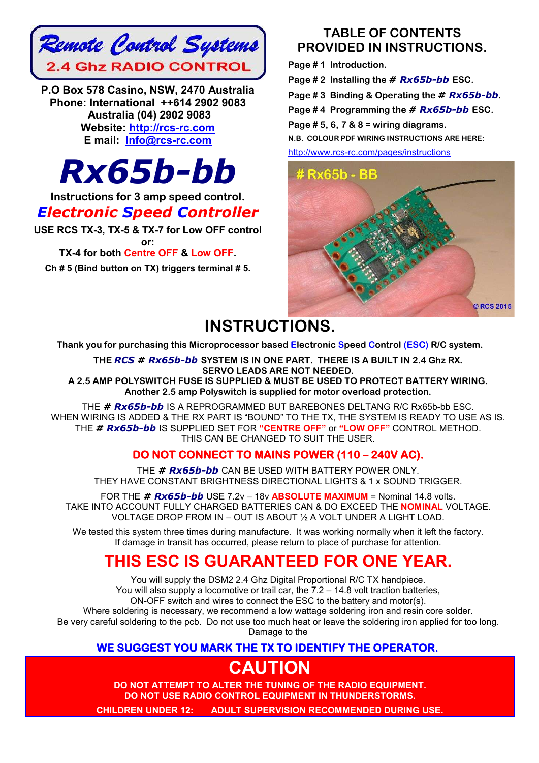# Remote Control Systems

**2.4 Ghz RADIO CONTROL**

**P.O Box 578 Casino, NSW, 2470 Australia**
**Phone: International ++614 2902 9083**
**Australia (04) 2902 9083**
**Website: http://rcs-rc.com**
**E mail: Info@rcs-rc.com**

# Rx65b-bb

**Instructions for 3 amp speed control.**

## *Electronic Speed Controller*

**USE RCS TX-3, TX-5 & TX-7 for Low OFF control**
**or:**
**TX-4 for both Centre OFF & Low OFF.**
**Ch # 5 (Bind button on TX) triggers terminal # 5.**

## TABLE OF CONTENTS PROVIDED IN INSTRUCTIONS.

**Page # 1 Introduction.**
**Page # 2 Installing the # *Rx65b-bb* ESC.**
**Page # 3 Binding & Operating the # *Rx65b-bb*.**
**Page # 4 Programming the # *Rx65b-bb* ESC.**
**Page # 5, 6, 7 & 8 = wiring diagrams.**
**N.B. COLOUR PDF WIRING INSTRUCTIONS ARE HERE:**
http://www.rcs-rc.com/pages/instructions

# INSTRUCTIONS.

**Thank you for purchasing this Microprocessor based Electronic Speed Control (ESC) R/C system.**

**THE *RCS # Rx65b-bb* SYSTEM IS IN ONE PART. THERE IS A BUILT IN 2.4 Ghz RX.**
**SERVO LEADS ARE NOT NEEDED.**
**A 2.5 AMP POLYSWITCH FUSE IS SUPPLIED & MUST BE USED TO PROTECT BATTERY WIRING.**
**Another 2.5 amp Polyswitch is supplied for motor overload protection.**

THE ***# Rx65b-bb*** IS A REPROGRAMMED BUT BAREBONES DELTANG R/C Rx65b-bb ESC.
WHEN WIRING IS ADDED & THE RX PART IS "BOUND" TO THE TX, THE SYSTEM IS READY TO USE AS IS.
THE ***# Rx65b-bb*** IS SUPPLIED SET FOR **"CENTRE OFF"** or **"LOW OFF"** CONTROL METHOD.
THIS CAN BE CHANGED TO SUIT THE USER.

**DO NOT CONNECT TO MAINS POWER (110 – 240V AC).**

THE ***# Rx65b-bb*** CAN BE USED WITH BATTERY POWER ONLY.
THEY HAVE CONSTANT BRIGHTNESS DIRECTIONAL LIGHTS & 1 x SOUND TRIGGER.

FOR THE ***# Rx65b-bb*** USE 7.2v – 18v **ABSOLUTE MAXIMUM** = Nominal 14.8 volts.
TAKE INTO ACCOUNT FULLY CHARGED BATTERIES CAN & DO EXCEED THE **NOMINAL** VOLTAGE.
VOLTAGE DROP FROM IN – OUT IS ABOUT ½ A VOLT UNDER A LIGHT LOAD.

We tested this system three times during manufacture. It was working normally when it left the factory.
If damage in transit has occurred, please return to place of purchase for attention.

## THIS ESC IS GUARANTEED FOR ONE YEAR.

You will supply the DSM2 2.4 Ghz Digital Proportional R/C TX handpiece.
You will also supply a locomotive or trail car, the 7.2 – 14.8 volt traction batteries,
ON-OFF switch and wires to connect the ESC to the battery and motor(s).
Where soldering is necessary, we recommend a low wattage soldering iron and resin core solder.
Be very careful soldering to the pcb. Do not use too much heat or leave the soldering iron applied for too long.
Damage to the

**WE SUGGEST YOU MARK THE TX TO IDENTIFY THE OPERATOR.**

## CAUTION

**DO NOT ATTEMPT TO ALTER THE TUNING OF THE RADIO EQUIPMENT.**
**DO NOT USE RADIO CONTROL EQUIPMENT IN THUNDERSTORMS.**
**CHILDREN UNDER 12: ADULT SUPERVISION RECOMMENDED DURING USE.**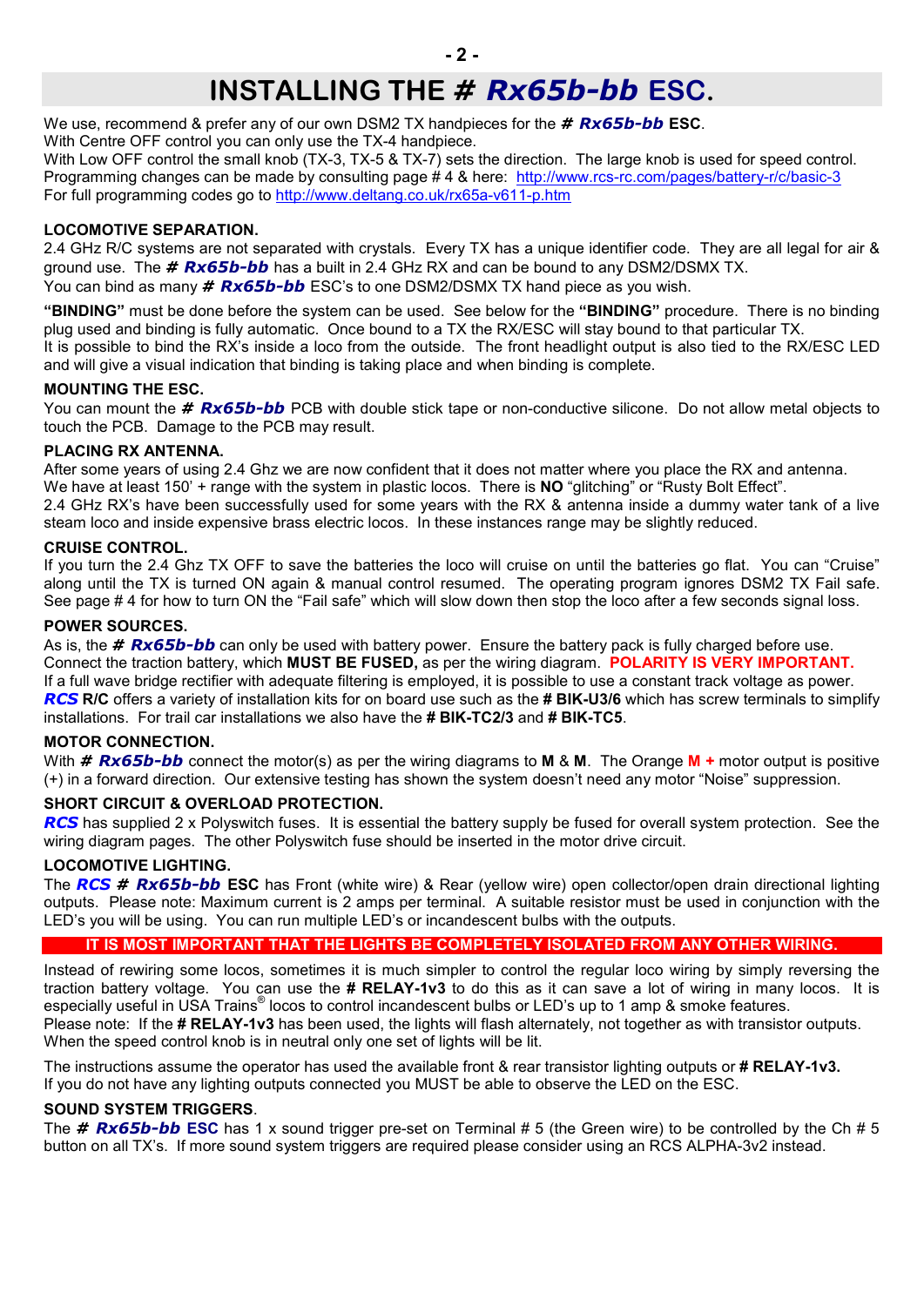# INSTALLING THE *# Rx65b-bb* ESC.

We use, recommend & prefer any of our own DSM2 TX handpieces for the ***# Rx65b-bb*** **ESC**.
With Centre OFF control you can only use the TX-4 handpiece.
With Low OFF control the small knob (TX-3, TX-5 & TX-7) sets the direction. The large knob is used for speed control.
Programming changes can be made by consulting page # 4 & here: http://www.rcs-rc.com/pages/battery-r/c/basic-3
For full programming codes go to http://www.deltang.co.uk/rx65a-v611-p.htm

**LOCOMOTIVE SEPARATION.**

2.4 GHz R/C systems are not separated with crystals. Every TX has a unique identifier code. They are all legal for air & ground use. The ***# Rx65b-bb*** has a built in 2.4 GHz RX and can be bound to any DSM2/DSMX TX.
You can bind as many ***# Rx65b-bb*** ESC's to one DSM2/DSMX TX hand piece as you wish.

**"BINDING"** must be done before the system can be used. See below for the **"BINDING"** procedure. There is no binding plug used and binding is fully automatic. Once bound to a TX the RX/ESC will stay bound to that particular TX.
It is possible to bind the RX's inside a loco from the outside. The front headlight output is also tied to the RX/ESC LED and will give a visual indication that binding is taking place and when binding is complete.

**MOUNTING THE ESC.**

You can mount the ***# Rx65b-bb*** PCB with double stick tape or non-conductive silicone. Do not allow metal objects to touch the PCB. Damage to the PCB may result.

**PLACING RX ANTENNA.**

After some years of using 2.4 Ghz we are now confident that it does not matter where you place the RX and antenna.
We have at least 150' + range with the system in plastic locos. There is **NO** "glitching" or "Rusty Bolt Effect".
2.4 GHz RX's have been successfully used for some years with the RX & antenna inside a dummy water tank of a live steam loco and inside expensive brass electric locos. In these instances range may be slightly reduced.

**CRUISE CONTROL.**

If you turn the 2.4 Ghz TX OFF to save the batteries the loco will cruise on until the batteries go flat. You can "Cruise" along until the TX is turned ON again & manual control resumed. The operating program ignores DSM2 TX Fail safe. See page # 4 for how to turn ON the "Fail safe" which will slow down then stop the loco after a few seconds signal loss.

**POWER SOURCES.**

As is, the ***# Rx65b-bb*** can only be used with battery power. Ensure the battery pack is fully charged before use.
Connect the traction battery, which **MUST BE FUSED,** as per the wiring diagram. **POLARITY IS VERY IMPORTANT.**
If a full wave bridge rectifier with adequate filtering is employed, it is possible to use a constant track voltage as power.
***RCS*** **R/C** offers a variety of installation kits for on board use such as the **# BIK-U3/6** which has screw terminals to simplify installations. For trail car installations we also have the **# BIK-TC2/3** and **# BIK-TC5**.

**MOTOR CONNECTION.**

With ***# Rx65b-bb*** connect the motor(s) as per the wiring diagrams to **M** & **M**. The Orange **M +** motor output is positive (+) in a forward direction. Our extensive testing has shown the system doesn't need any motor "Noise" suppression.

**SHORT CIRCUIT & OVERLOAD PROTECTION.**

***RCS*** has supplied 2 x Polyswitch fuses. It is essential the battery supply be fused for overall system protection. See the wiring diagram pages. The other Polyswitch fuse should be inserted in the motor drive circuit.

**LOCOMOTIVE LIGHTING.**

The ***RCS # Rx65b-bb*** **ESC** has Front (white wire) & Rear (yellow wire) open collector/open drain directional lighting outputs. Please note: Maximum current is 2 amps per terminal. A suitable resistor must be used in conjunction with the LED's you will be using. You can run multiple LED's or incandescent bulbs with the outputs.

**IT IS MOST IMPORTANT THAT THE LIGHTS BE COMPLETELY ISOLATED FROM ANY OTHER WIRING.**

Instead of rewiring some locos, sometimes it is much simpler to control the regular loco wiring by simply reversing the traction battery voltage. You can use the **# RELAY-1v3** to do this as it can save a lot of wiring in many locos. It is especially useful in USA Trains® locos to control incandescent bulbs or LED's up to 1 amp & smoke features.
Please note: If the **# RELAY-1v3** has been used, the lights will flash alternately, not together as with transistor outputs.
When the speed control knob is in neutral only one set of lights will be lit.

The instructions assume the operator has used the available front & rear transistor lighting outputs or **# RELAY-1v3.**
If you do not have any lighting outputs connected you MUST be able to observe the LED on the ESC.

**SOUND SYSTEM TRIGGERS**.

The ***# Rx65b-bb*** **ESC** has 1 x sound trigger pre-set on Terminal # 5 (the Green wire) to be controlled by the Ch # 5 button on all TX's. If more sound system triggers are required please consider using an RCS ALPHA-3v2 instead.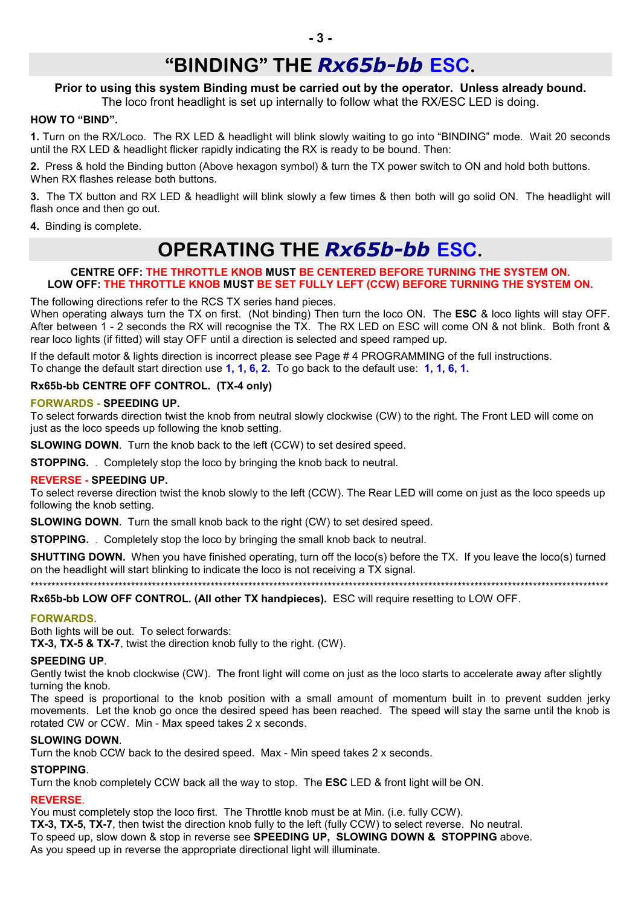# "BINDING" THE *Rx65b-bb* ESC.

**Prior to using this system Binding must be carried out by the operator. Unless already bound.**
The loco front headlight is set up internally to follow what the RX/ESC LED is doing.

**HOW TO "BIND".**

**1.** Turn on the RX/Loco. The RX LED & headlight will blink slowly waiting to go into "BINDING" mode. Wait 20 seconds until the RX LED & headlight flicker rapidly indicating the RX is ready to be bound. Then:

**2.** Press & hold the Binding button (Above hexagon symbol) & turn the TX power switch to ON and hold both buttons. When RX flashes release both buttons.

**3.** The TX button and RX LED & headlight will blink slowly a few times & then both will go solid ON. The headlight will flash once and then go out.

**4.** Binding is complete.

# OPERATING THE *Rx65b-bb* ESC.

**CENTRE OFF: THE THROTTLE KNOB MUST BE CENTERED BEFORE TURNING THE SYSTEM ON.**
**LOW OFF: THE THROTTLE KNOB MUST BE SET FULLY LEFT (CCW) BEFORE TURNING THE SYSTEM ON.**

The following directions refer to the RCS TX series hand pieces.
When operating always turn the TX on first. (Not binding) Then turn the loco ON. The **ESC** & loco lights will stay OFF. After between 1 - 2 seconds the RX will recognise the TX. The RX LED on ESC will come ON & not blink. Both front & rear loco lights (if fitted) will stay OFF until a direction is selected and speed ramped up.

If the default motor & lights direction is incorrect please see Page # 4 PROGRAMMING of the full instructions.
To change the default start direction use **1, 1, 6, 2.** To go back to the default use: **1, 1, 6, 1.**

**Rx65b-bb CENTRE OFF CONTROL. (TX-4 only)**

**FORWARDS - SPEEDING UP.**
To select forwards direction twist the knob from neutral slowly clockwise (CW) to the right. The Front LED will come on just as the loco speeds up following the knob setting.

**SLOWING DOWN**. Turn the knob back to the left (CCW) to set desired speed.

**STOPPING.** . Completely stop the loco by bringing the knob back to neutral.

**REVERSE - SPEEDING UP.**
To select reverse direction twist the knob slowly to the left (CCW). The Rear LED will come on just as the loco speeds up following the knob setting.

**SLOWING DOWN**. Turn the small knob back to the right (CW) to set desired speed.

**STOPPING.** . Completely stop the loco by bringing the small knob back to neutral.

**SHUTTING DOWN.** When you have finished operating, turn off the loco(s) before the TX. If you leave the loco(s) turned on the headlight will start blinking to indicate the loco is not receiving a TX signal.

***************************************************************************************************************************

**Rx65b-bb LOW OFF CONTROL. (All other TX handpieces).** ESC will require resetting to LOW OFF.

**FORWARDS.**
Both lights will be out. To select forwards:
**TX-3, TX-5 & TX-7**, twist the direction knob fully to the right. (CW).

**SPEEDING UP**.
Gently twist the knob clockwise (CW). The front light will come on just as the loco starts to accelerate away after slightly turning the knob.
The speed is proportional to the knob position with a small amount of momentum built in to prevent sudden jerky movements. Let the knob go once the desired speed has been reached. The speed will stay the same until the knob is rotated CW or CCW. Min - Max speed takes 2 x seconds.

**SLOWING DOWN**.
Turn the knob CCW back to the desired speed. Max - Min speed takes 2 x seconds.

**STOPPING**.
Turn the knob completely CCW back all the way to stop. The **ESC** LED & front light will be ON.

**REVERSE**.
You must completely stop the loco first. The Throttle knob must be at Min. (i.e. fully CCW).
**TX-3, TX-5, TX-7**, then twist the direction knob fully to the left (fully CCW) to select reverse. No neutral.
To speed up, slow down & stop in reverse see **SPEEDING UP, SLOWING DOWN & STOPPING** above.
As you speed up in reverse the appropriate directional light will illuminate.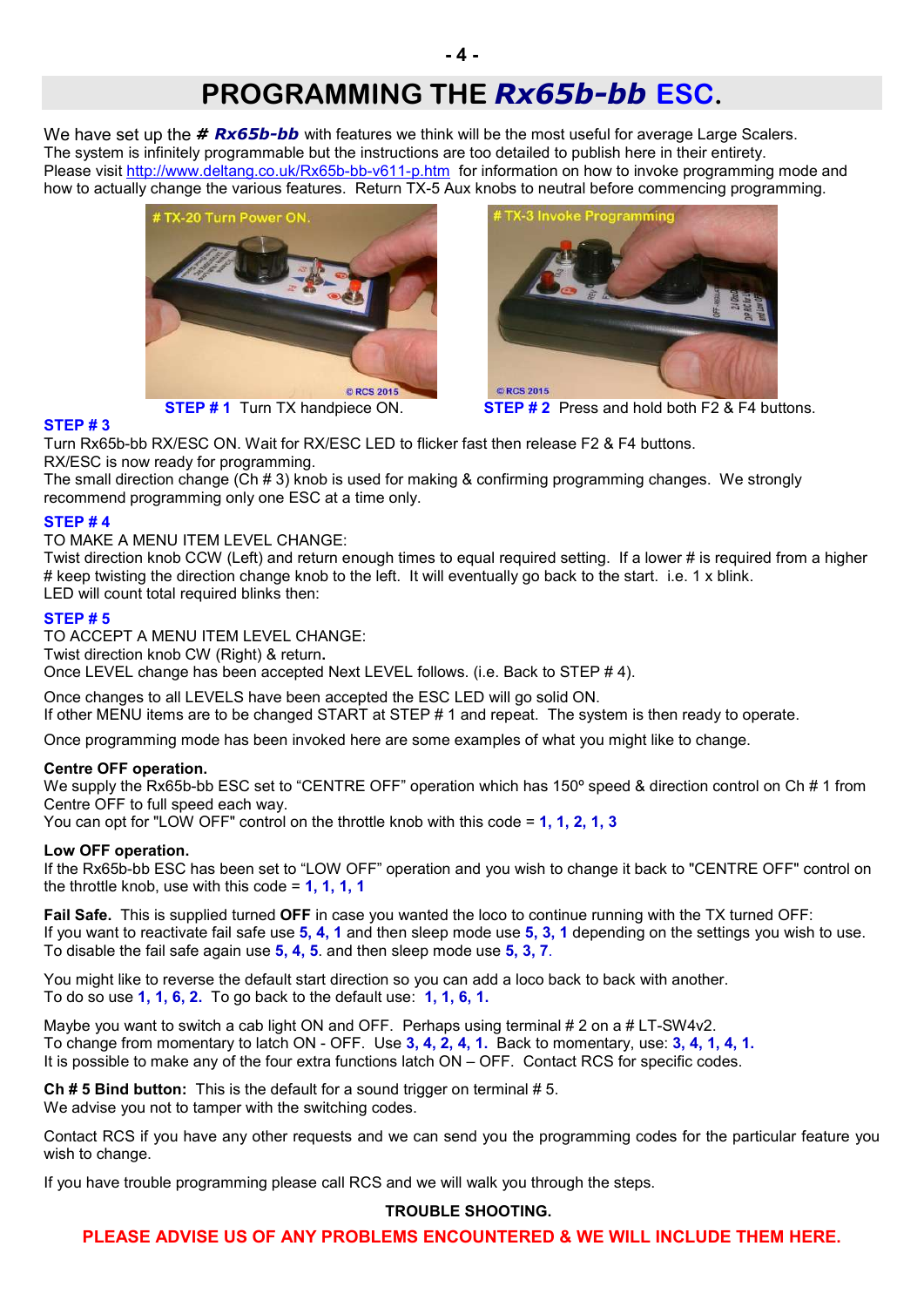# PROGRAMMING THE *Rx65b-bb* ESC.

We have set up the ***# Rx65b-bb*** with features we think will be the most useful for average Large Scalers. The system is infinitely programmable but the instructions are too detailed to publish here in their entirety. Please visit http://www.deltang.co.uk/Rx65b-bb-v611-p.htm for information on how to invoke programming mode and how to actually change the various features. Return TX-5 Aux knobs to neutral before commencing programming.

**STEP # 1** Turn TX handpiece ON.

**STEP # 2** Press and hold both F2 & F4 buttons.

**STEP # 3**

Turn Rx65b-bb RX/ESC ON. Wait for RX/ESC LED to flicker fast then release F2 & F4 buttons. RX/ESC is now ready for programming.

The small direction change (Ch # 3) knob is used for making & confirming programming changes. We strongly recommend programming only one ESC at a time only.

**STEP # 4**

TO MAKE A MENU ITEM LEVEL CHANGE:

Twist direction knob CCW (Left) and return enough times to equal required setting. If a lower # is required from a higher # keep twisting the direction change knob to the left. It will eventually go back to the start. i.e. 1 x blink.

LED will count total required blinks then:

**STEP # 5**

TO ACCEPT A MENU ITEM LEVEL CHANGE:

Twist direction knob CW (Right) & return**.**

Once LEVEL change has been accepted Next LEVEL follows. (i.e. Back to STEP # 4).

Once changes to all LEVELS have been accepted the ESC LED will go solid ON.

If other MENU items are to be changed START at STEP # 1 and repeat. The system is then ready to operate.

Once programming mode has been invoked here are some examples of what you might like to change.

**Centre OFF operation.**

We supply the Rx65b-bb ESC set to "CENTRE OFF" operation which has 150º speed & direction control on Ch # 1 from Centre OFF to full speed each way.

You can opt for "LOW OFF" control on the throttle knob with this code = **1, 1, 2, 1, 3**

**Low OFF operation.**

If the Rx65b-bb ESC has been set to "LOW OFF" operation and you wish to change it back to "CENTRE OFF" control on the throttle knob, use with this code = **1, 1, 1, 1**

**Fail Safe.** This is supplied turned **OFF** in case you wanted the loco to continue running with the TX turned OFF:

If you want to reactivate fail safe use **5, 4, 1** and then sleep mode use **5, 3, 1** depending on the settings you wish to use.

To disable the fail safe again use **5, 4, 5**. and then sleep mode use **5, 3, 7**.

You might like to reverse the default start direction so you can add a loco back to back with another.

To do so use **1, 1, 6, 2.** To go back to the default use: **1, 1, 6, 1.**

Maybe you want to switch a cab light ON and OFF. Perhaps using terminal # 2 on a # LT-SW4v2.

To change from momentary to latch ON - OFF. Use **3, 4, 2, 4, 1.** Back to momentary, use: **3, 4, 1, 4, 1.**

It is possible to make any of the four extra functions latch ON – OFF. Contact RCS for specific codes.

**Ch # 5 Bind button:** This is the default for a sound trigger on terminal # 5.

We advise you not to tamper with the switching codes.

Contact RCS if you have any other requests and we can send you the programming codes for the particular feature you wish to change.

If you have trouble programming please call RCS and we will walk you through the steps.

**TROUBLE SHOOTING.**

**PLEASE ADVISE US OF ANY PROBLEMS ENCOUNTERED & WE WILL INCLUDE THEM HERE.**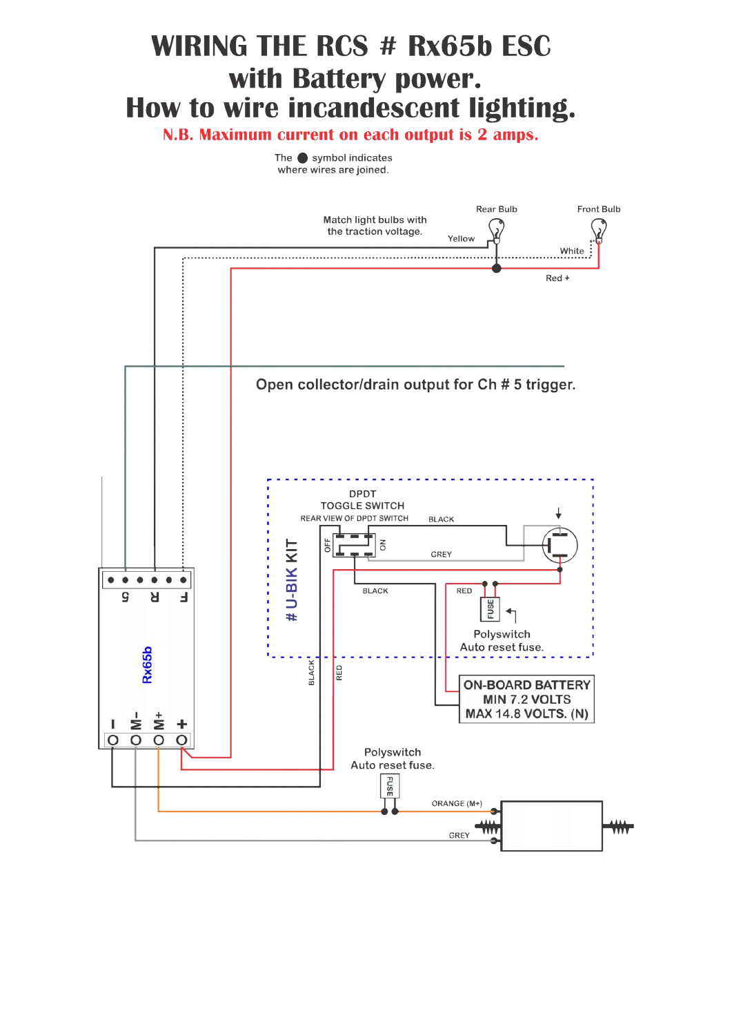# WIRING THE RCS # Rx65b ESC with Battery power. How to wire incandescent lighting.

**N.B. Maximum current on each output is 2 amps.**

The ● symbol indicates where wires are joined.

Match light bulbs with the traction voltage.

Rear Bulb

Front Bulb

Yellow

White

Red +

Open collector/drain output for Ch # 5 trigger.

\# U-BIK KIT

DPDT TOGGLE SWITCH

REAR VIEW OF DPDT SWITCH

OFF

ON

BLACK

GREY

BLACK

RED

FUSE

Polyswitch Auto reset fuse.

ON-BOARD BATTERY MIN 7.2 VOLTS MAX 14.8 VOLTS. (N)

5 R F

Rx65b

I M- M+ +

BLACK

RED

Polyswitch Auto reset fuse.

FUSE

ORANGE (M+)

GREY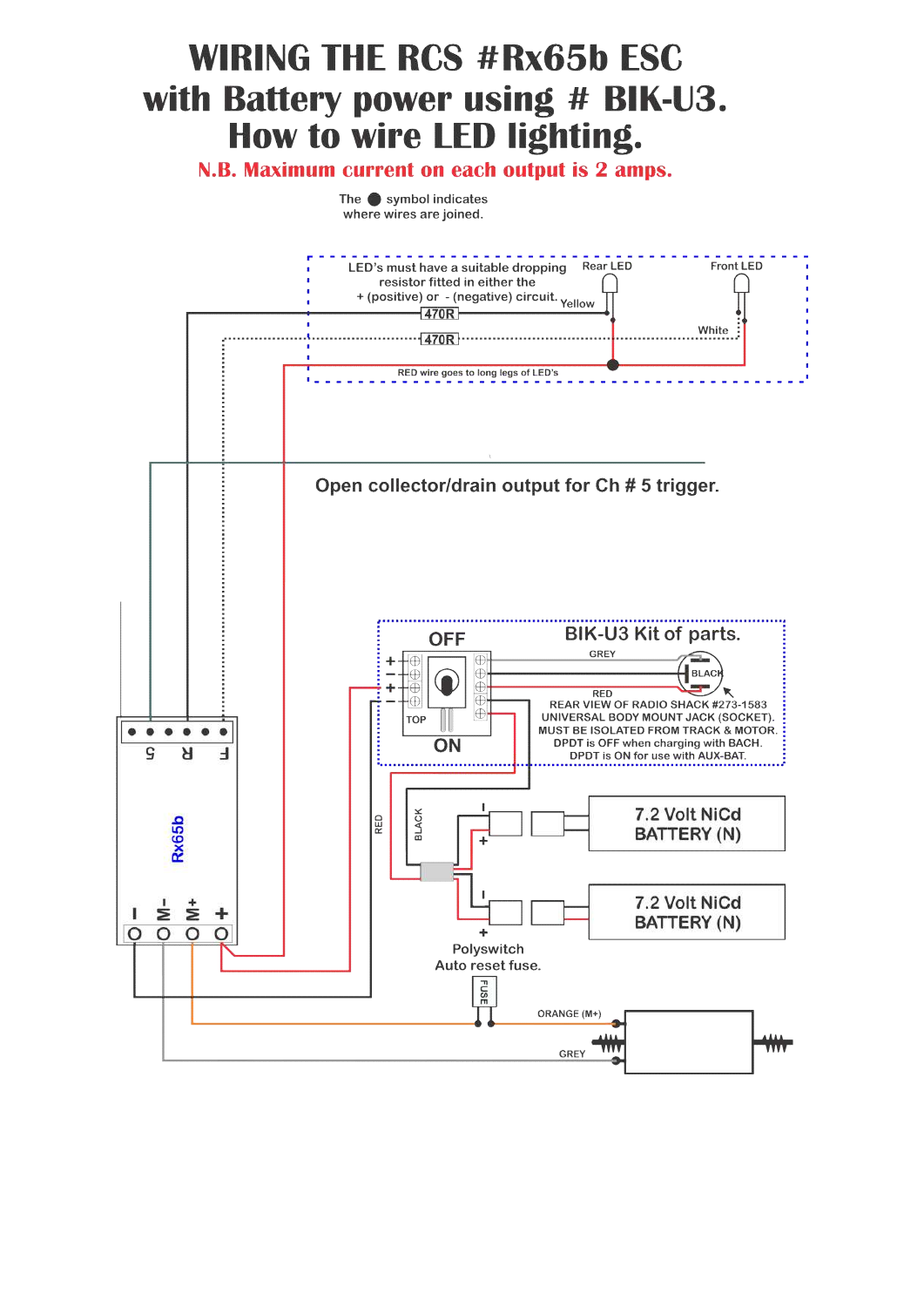# WIRING THE RCS #Rx65b ESC with Battery power using # BIK-U3. How to wire LED lighting.

**N.B. Maximum current on each output is 2 amps.**

The ● symbol indicates where wires are joined.

LED's must have a suitable dropping resistor fitted in either the + (positive) or - (negative) circuit.

Rear LED

Front LED

Yellow

470R

470R

White

RED wire goes to long legs of LED's

Open collector/drain output for Ch # 5 trigger.

5 R F

Rx65b

I M- M+ +

OFF

BIK-U3 Kit of parts.

GREY

BLACK

RED

TOP

ON

REAR VIEW OF RADIO SHACK #273-1583 UNIVERSAL BODY MOUNT JACK (SOCKET). MUST BE ISOLATED FROM TRACK & MOTOR. DPDT is OFF when charging with BACH. DPDT is ON for use with AUX-BAT.

RED

BLACK

7.2 Volt NiCd BATTERY (N)

7.2 Volt NiCd BATTERY (N)

Polyswitch Auto reset fuse.

FUSE

ORANGE (M+)

GREY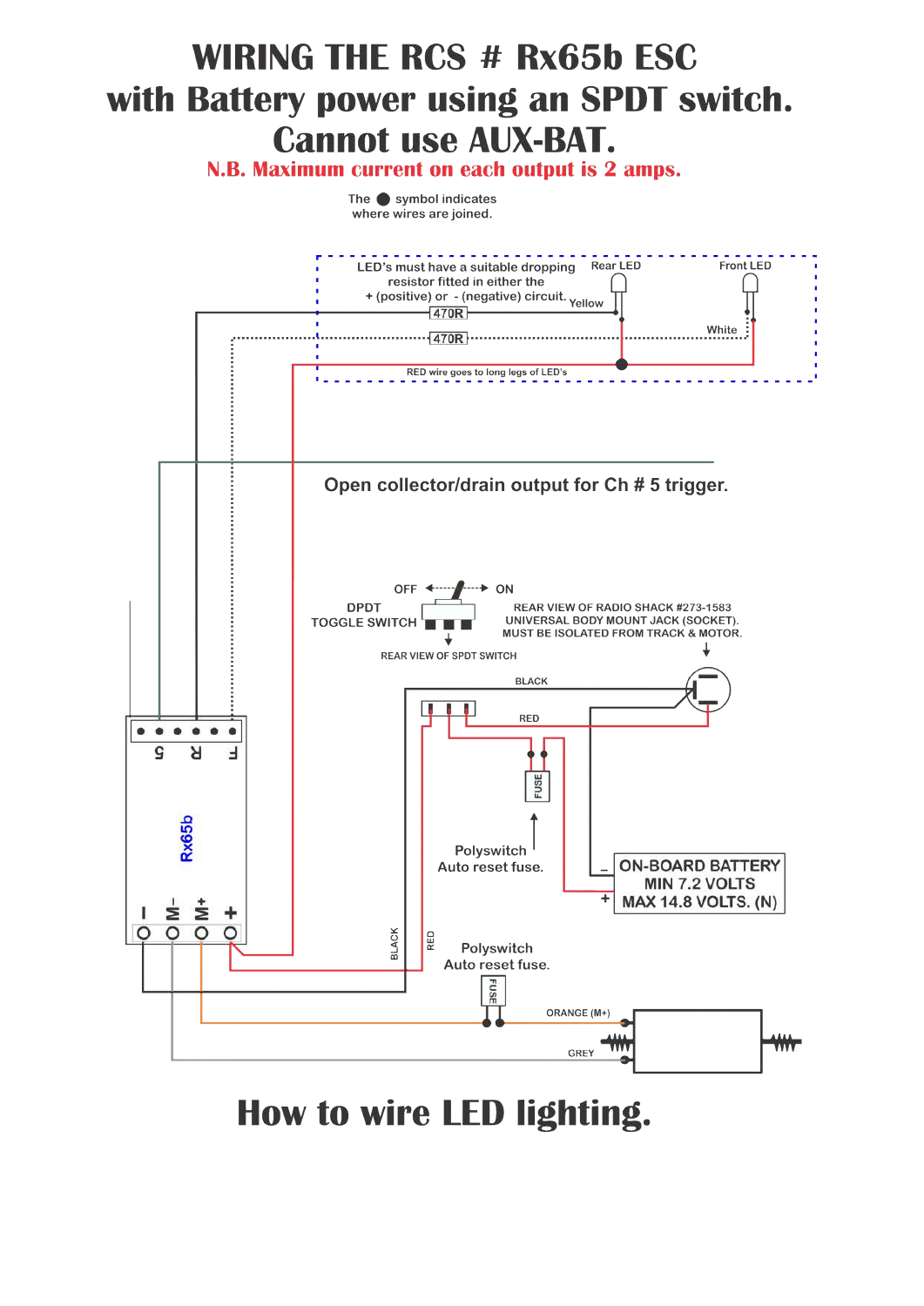# WIRING THE RCS # Rx65b ESC with Battery power using an SPDT switch. Cannot use AUX-BAT.

N.B. Maximum current on each output is 2 amps.

The ● symbol indicates where wires are joined.

LED's must have a suitable dropping resistor fitted in either the + (positive) or - (negative) circuit.

Rear LED

Front LED

Yellow

470R

470R

White

RED wire goes to long legs of LED's

Open collector/drain output for Ch # 5 trigger.

OFF

ON

DPDT TOGGLE SWITCH

REAR VIEW OF SPDT SWITCH

REAR VIEW OF RADIO SHACK #273-1583 UNIVERSAL BODY MOUNT JACK (SOCKET). MUST BE ISOLATED FROM TRACK & MOTOR.

BLACK

RED

FUSE

Polyswitch Auto reset fuse.

ON-BOARD BATTERY MIN 7.2 VOLTS MAX 14.8 VOLTS. (N)

5 R F

Rx65b

I M- M+ +

BLACK

RED

Polyswitch Auto reset fuse.

FUSE

ORANGE (M+)

GREY

## How to wire LED lighting.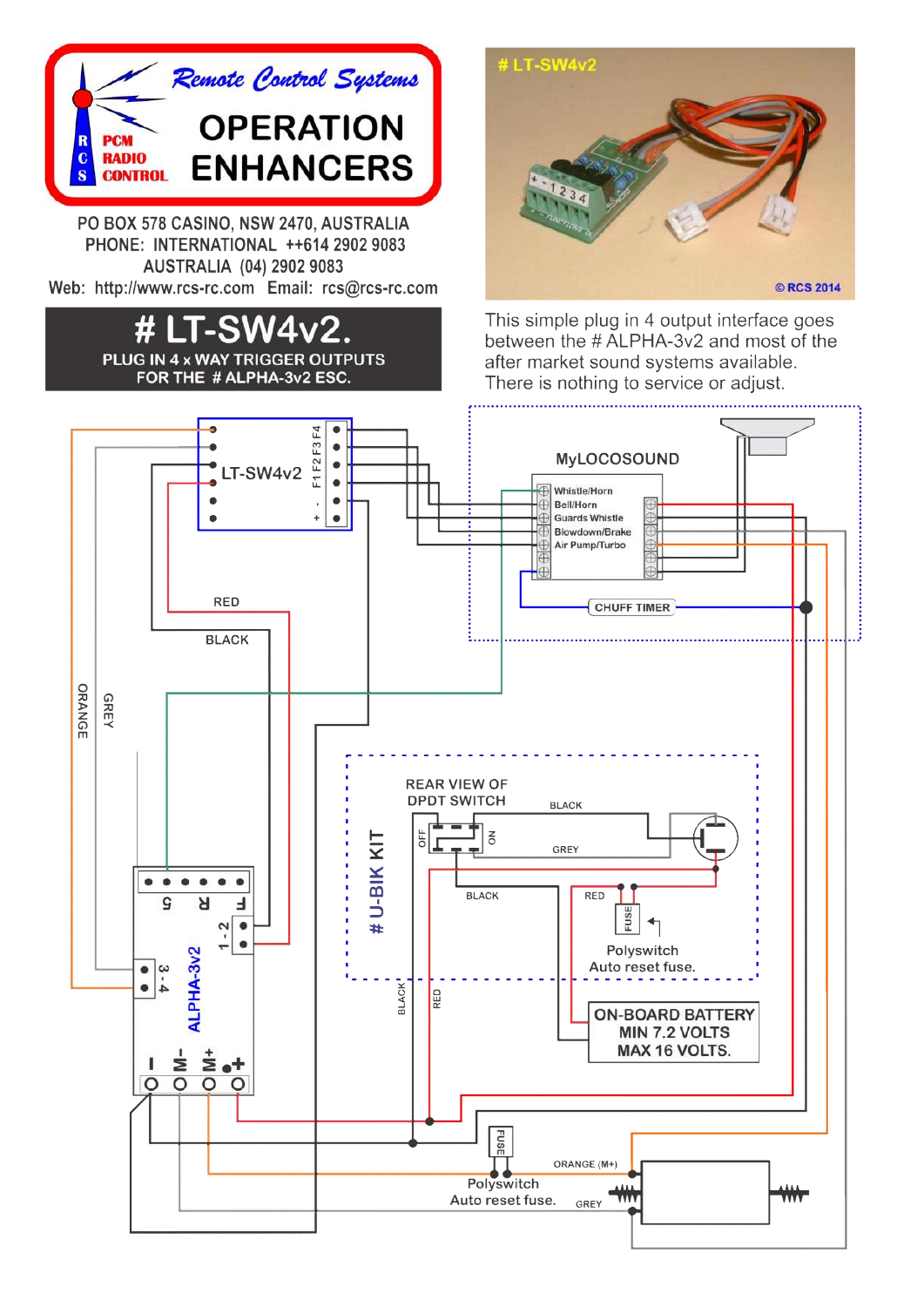# Remote Control Systems

RCS — PCM RADIO CONTROL

## OPERATION ENHANCERS

PO BOX 578 CASINO, NSW 2470, AUSTRALIA
PHONE: INTERNATIONAL ++614 2902 9083
AUSTRALIA (04) 2902 9083
Web: http://www.rcs-rc.com Email: rcs@rcs-rc.com

# # LT-SW4v2.

**PLUG IN 4 x WAY TRIGGER OUTPUTS FOR THE # ALPHA-3v2 ESC.**

# LT-SW4v2

© RCS 2014

This simple plug in 4 output interface goes between the # ALPHA-3v2 and most of the after market sound systems available. There is nothing to service or adjust.

LT-SW4v2
F1 F2 F3 F4
\- +

MyLOCOSOUND
Whistle/Horn
Bell/Horn
Guards Whistle
Blowdown/Brake
Air Pump/Turbo

CHUFF TIMER

RED
BLACK
ORANGE
GREY

REAR VIEW OF DPDT SWITCH
OFF ON
BLACK
GREY
BLACK
RED
FUSE
Polyswitch Auto reset fuse.

# U-BIK KIT

ON-BOARD BATTERY
MIN 7.2 VOLTS
MAX 16 VOLTS.

5 R F
1 - 2
3 - 4
ALPHA-3v2
\- M- M+ +

BLACK
RED

FUSE
Polyswitch Auto reset fuse.
ORANGE (M+)
GREY